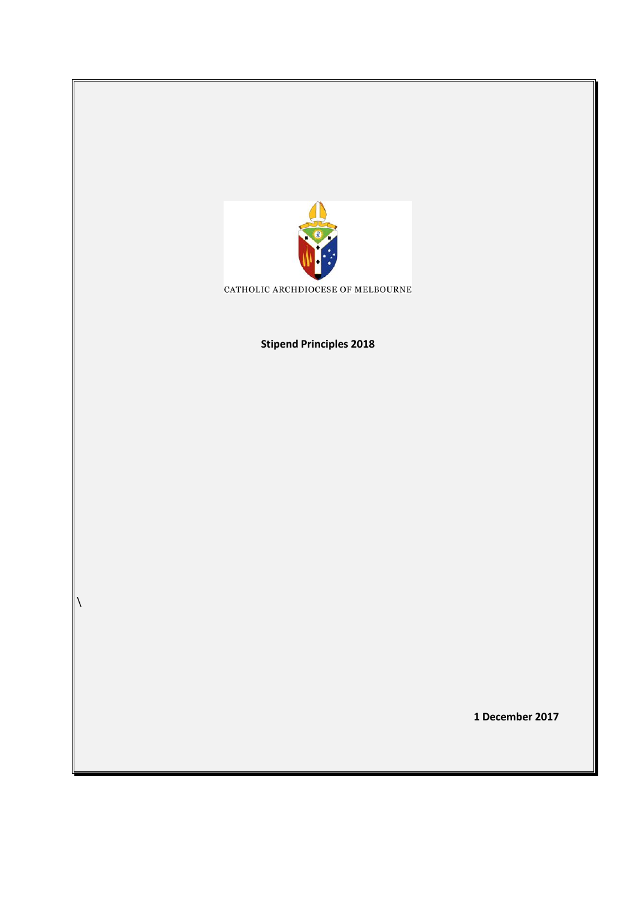CATHOLIC ARCHDIOCESE OF MELBOURNE

**Stipend Principles 2018**

\

**1 December 2017**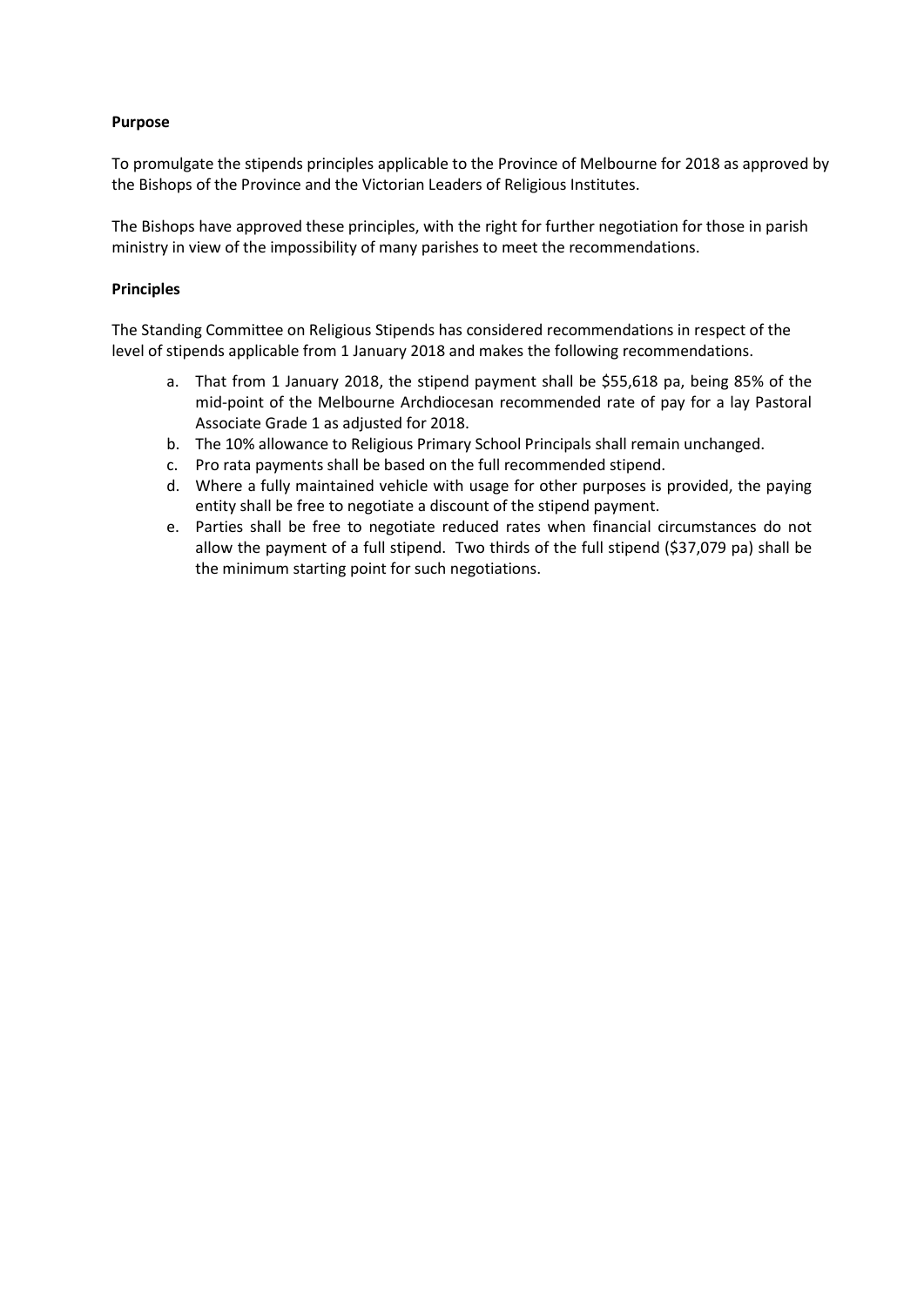**Purpose**

To promulgate the stipends principles applicable to the Province of Melbourne for 2018 as approved by the Bishops of the Province and the Victorian Leaders of Religious Institutes.

The Bishops have approved these principles, with the right for further negotiation for those in parish ministry in view of the impossibility of many parishes to meet the recommendations.

**Principles**

The Standing Committee on Religious Stipends has considered recommendations in respect of the level of stipends applicable from 1 January 2018 and makes the following recommendations.

a. That from 1 January 2018, the stipend payment shall be $55,618 pa, being 85% of the mid-point of the Melbourne Archdiocesan recommended rate of pay for a lay Pastoral Associate Grade 1 as adjusted for 2018.
b. The 10% allowance to Religious Primary School Principals shall remain unchanged.
c. Pro rata payments shall be based on the full recommended stipend.
d. Where a fully maintained vehicle with usage for other purposes is provided, the paying entity shall be free to negotiate a discount of the stipend payment.
e. Parties shall be free to negotiate reduced rates when financial circumstances do not allow the payment of a full stipend. Two thirds of the full stipend ($37,079 pa) shall be the minimum starting point for such negotiations.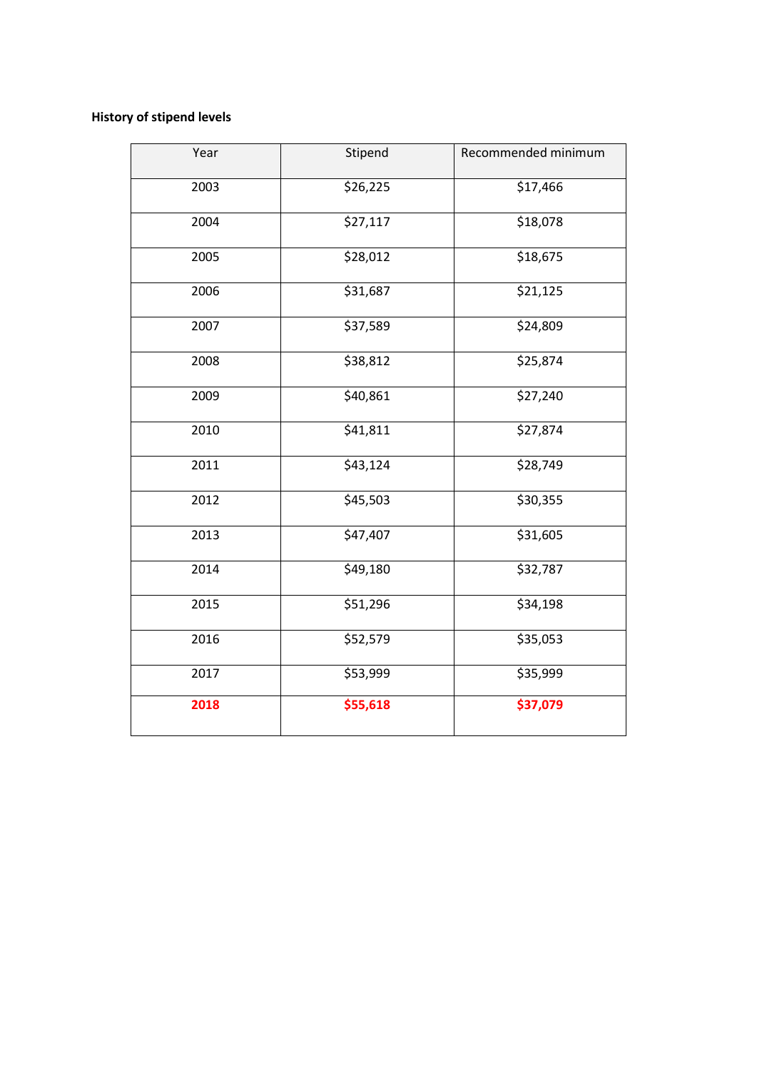**History of stipend levels**

| Year | Stipend | Recommended minimum |
|---|---|---|
| 2003 | $26,225 | $17,466 |
| 2004 | $27,117 | $18,078 |
| 2005 | $28,012 | $18,675 |
| 2006 | $31,687 | $21,125 |
| 2007 | $37,589 | $24,809 |
| 2008 | $38,812 | $25,874 |
| 2009 | $40,861 | $27,240 |
| 2010 | $41,811 | $27,874 |
| 2011 | $43,124 | $28,749 |
| 2012 | $45,503 | $30,355 |
| 2013 | $47,407 | $31,605 |
| 2014 | $49,180 | $32,787 |
| 2015 | $51,296 | $34,198 |
| 2016 | $52,579 | $35,053 |
| 2017 | $53,999 | $35,999 |
| **2018** | **$55,618** | **$37,079** |